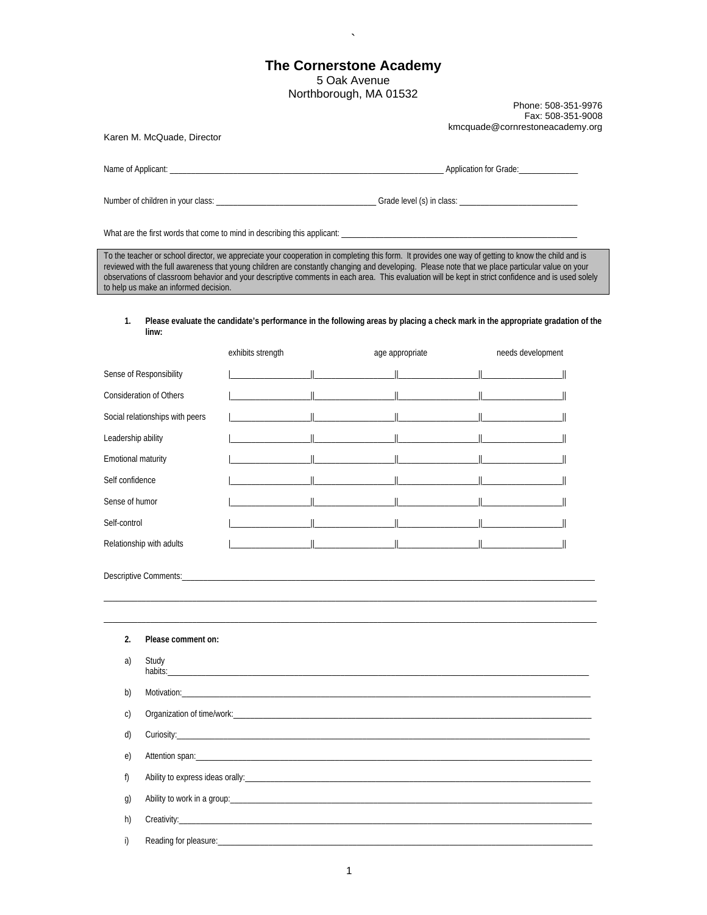# The Cornerstone Academy

5 Oak Avenue
Northborough, MA 01532

Phone: 508-351-9976
Fax: 508-351-9008
kmcquade@cornrestoneacademy.org

Karen M. McQuade, Director

Name of Applicant: ______________________________ Application for Grade: ____________

Number of children in your class: ______________________ Grade level (s) in class: ____________________

What are the first words that come to mind in describing this applicant: ______________________________

> To the teacher or school director, we appreciate your cooperation in completing this form. It provides one way of getting to know the child and is reviewed with the full awareness that young children are constantly changing and developing. Please note that we place particular value on your observations of classroom behavior and your descriptive comments in each area. This evaluation will be kept in strict confidence and is used solely to help us make an informed decision.

**1. Please evaluate the candidate's performance in the following areas by placing a check mark in the appropriate gradation of the linw:**

| | exhibits strength | age appropriate | | needs development |
|---|---|---|---|---|
| Sense of Responsibility | | | | |
| Consideration of Others | | | | |
| Social relationships with peers | | | | |
| Leadership ability | | | | |
| Emotional maturity | | | | |
| Self confidence | | | | |
| Sense of humor | | | | |
| Self-control | | | | |
| Relationship with adults | | | | |

Descriptive Comments: ______________________________

______________________________

______________________________

**2. Please comment on:**

a) Study habits: ______________________________

b) Motivation: ______________________________

c) Organization of time/work: ______________________________

d) Curiosity: ______________________________

e) Attention span: ______________________________

f) Ability to express ideas orally: ______________________________

g) Ability to work in a group: ______________________________

h) Creativity: ______________________________

i) Reading for pleasure: ______________________________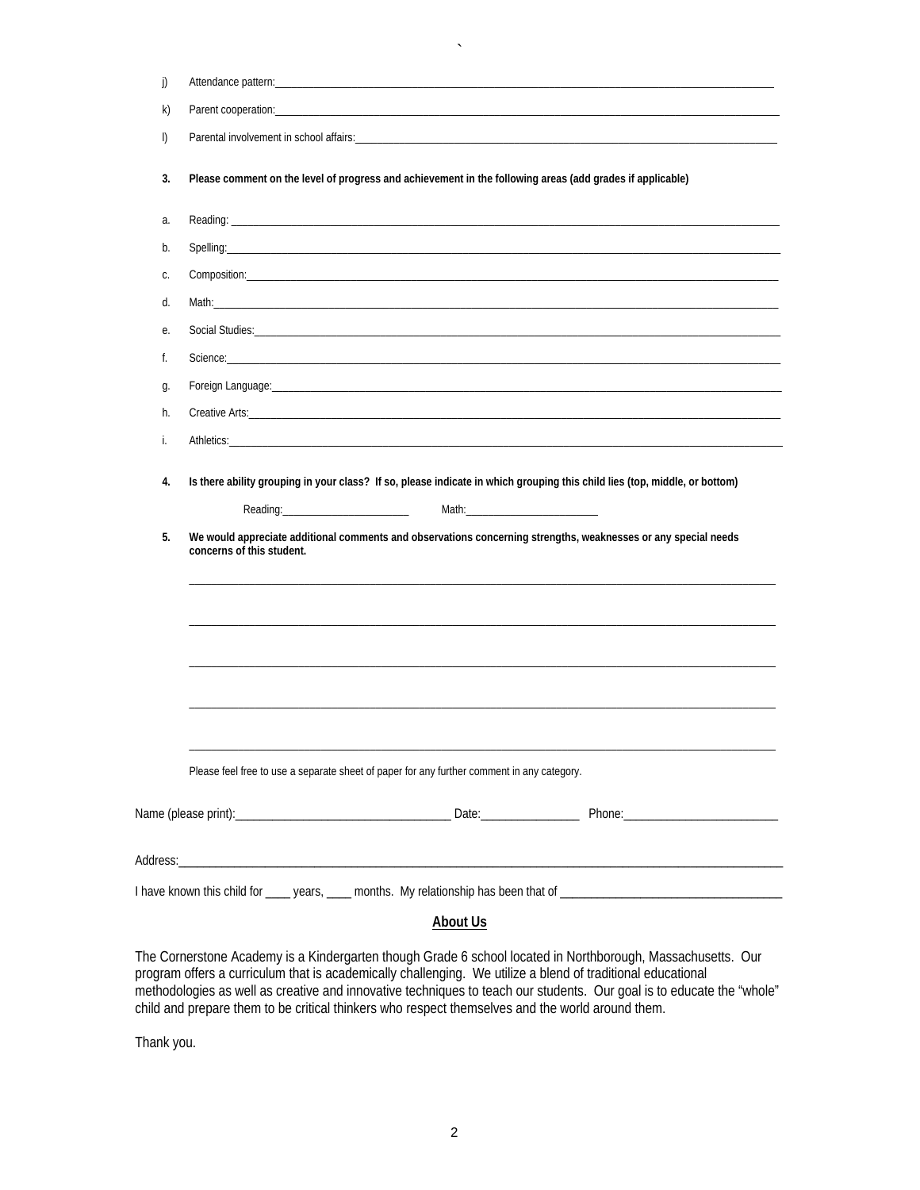j) Attendance pattern:______________________________________________________________________________

k) Parent cooperation:______________________________________________________________________________

l) Parental involvement in school affairs:____________________________________________________________

**3. Please comment on the level of progress and achievement in the following areas (add grades if applicable)**

a. Reading: ________________________________________________________________________________

b. Spelling:________________________________________________________________________________

c. Composition:_____________________________________________________________________________

d. Math:___________________________________________________________________________________

e. Social Studies:____________________________________________________________________________

f. Science:_________________________________________________________________________________

g. Foreign Language:_________________________________________________________________________

h. Creative Arts:_____________________________________________________________________________

i. Athletics:________________________________________________________________________________

**4. Is there ability grouping in your class? If so, please indicate in which grouping this child lies (top, middle, or bottom)**

Reading:______________________ Math:______________________

**5. We would appreciate additional comments and observations concerning strengths, weaknesses or any special needs concerns of this student.**

______________________________________________________________________________________________

______________________________________________________________________________________________

______________________________________________________________________________________________

______________________________________________________________________________________________

______________________________________________________________________________________________

Please feel free to use a separate sheet of paper for any further comment in any category.

Name (please print):___________________________________ Date:________________ Phone:_________________________

Address:___________________________________________________________________________________________

I have known this child for ____ years, ____ months. My relationship has been that of ___________________________________

## About Us

The Cornerstone Academy is a Kindergarten though Grade 6 school located in Northborough, Massachusetts. Our program offers a curriculum that is academically challenging. We utilize a blend of traditional educational methodologies as well as creative and innovative techniques to teach our students. Our goal is to educate the "whole" child and prepare them to be critical thinkers who respect themselves and the world around them.

Thank you.